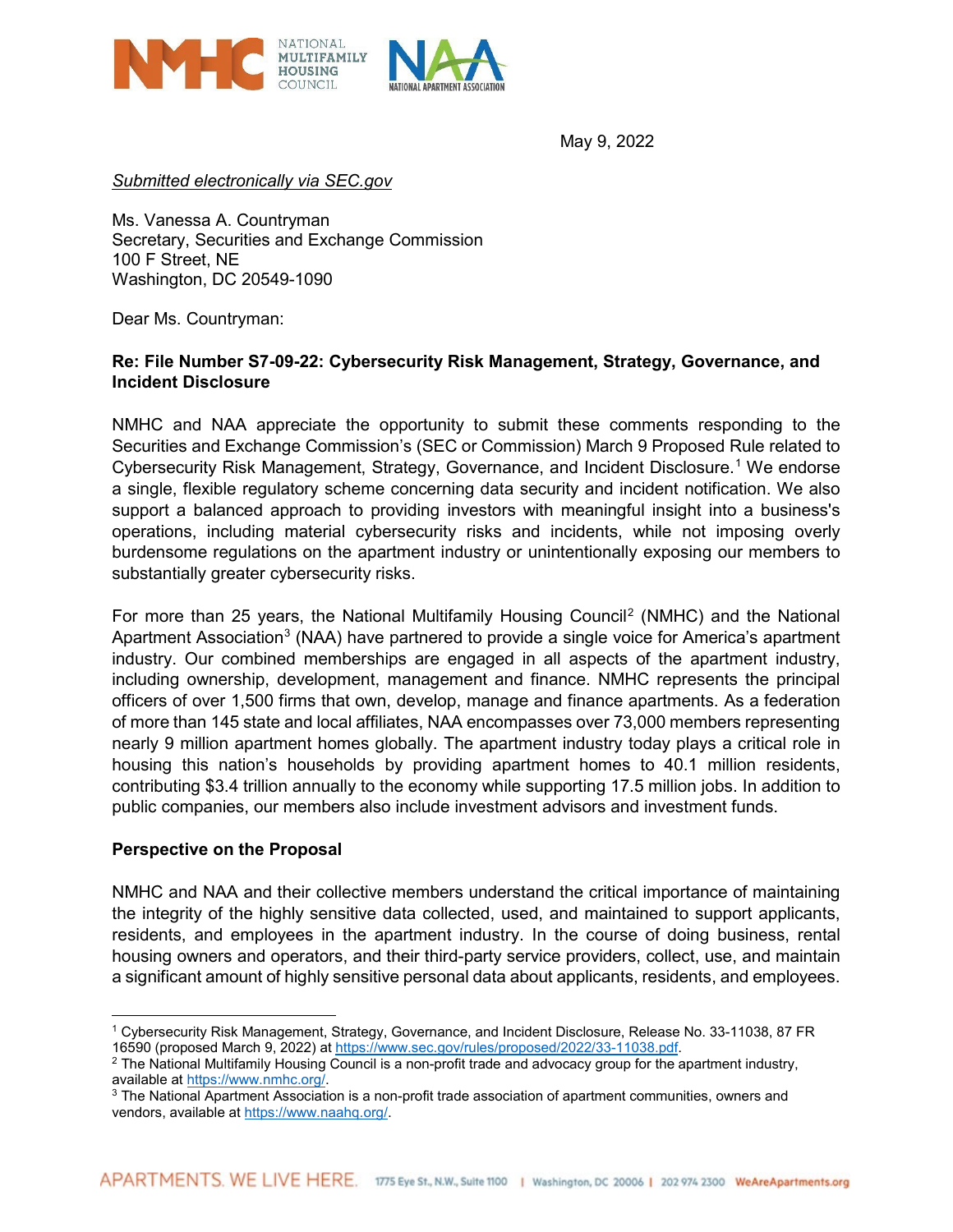May 9, 2022

*Submitted electronically via SEC.gov*

Ms. Vanessa A. Countryman
Secretary, Securities and Exchange Commission
100 F Street, NE
Washington, DC 20549-1090

Dear Ms. Countryman:

**Re: File Number S7-09-22: Cybersecurity Risk Management, Strategy, Governance, and Incident Disclosure**

NMHC and NAA appreciate the opportunity to submit these comments responding to the Securities and Exchange Commission's (SEC or Commission) March 9 Proposed Rule related to Cybersecurity Risk Management, Strategy, Governance, and Incident Disclosure.[1] We endorse a single, flexible regulatory scheme concerning data security and incident notification. We also support a balanced approach to providing investors with meaningful insight into a business's operations, including material cybersecurity risks and incidents, while not imposing overly burdensome regulations on the apartment industry or unintentionally exposing our members to substantially greater cybersecurity risks.

For more than 25 years, the National Multifamily Housing Council[2] (NMHC) and the National Apartment Association[3] (NAA) have partnered to provide a single voice for America's apartment industry. Our combined memberships are engaged in all aspects of the apartment industry, including ownership, development, management and finance. NMHC represents the principal officers of over 1,500 firms that own, develop, manage and finance apartments. As a federation of more than 145 state and local affiliates, NAA encompasses over 73,000 members representing nearly 9 million apartment homes globally. The apartment industry today plays a critical role in housing this nation's households by providing apartment homes to 40.1 million residents, contributing $3.4 trillion annually to the economy while supporting 17.5 million jobs. In addition to public companies, our members also include investment advisors and investment funds.

**Perspective on the Proposal**

NMHC and NAA and their collective members understand the critical importance of maintaining the integrity of the highly sensitive data collected, used, and maintained to support applicants, residents, and employees in the apartment industry. In the course of doing business, rental housing owners and operators, and their third-party service providers, collect, use, and maintain a significant amount of highly sensitive personal data about applicants, residents, and employees.

---

[1] Cybersecurity Risk Management, Strategy, Governance, and Incident Disclosure, Release No. 33-11038, 87 FR 16590 (proposed March 9, 2022) at https://www.sec.gov/rules/proposed/2022/33-11038.pdf.

[2] The National Multifamily Housing Council is a non-profit trade and advocacy group for the apartment industry, available at https://www.nmhc.org/.

[3] The National Apartment Association is a non-profit trade association of apartment communities, owners and vendors, available at https://www.naahq.org/.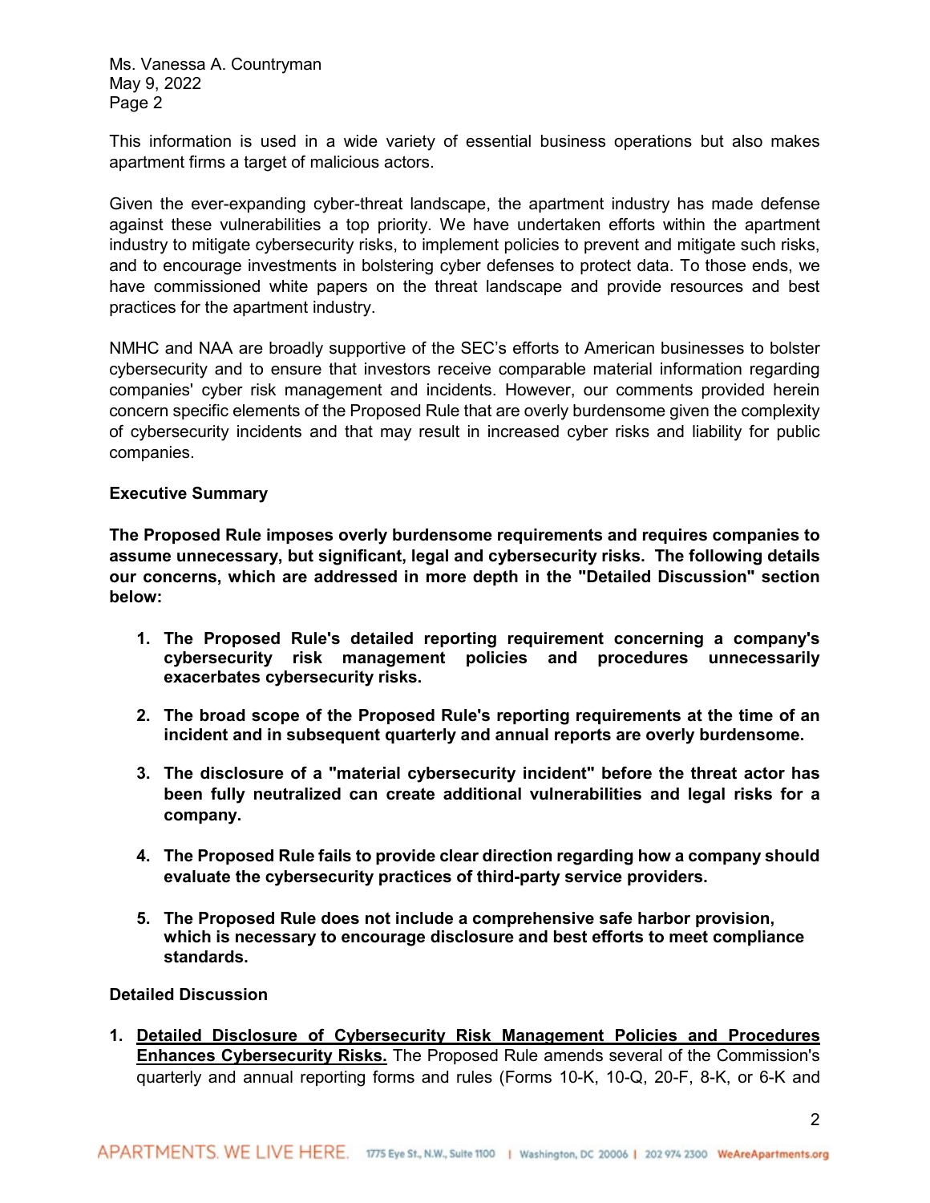This information is used in a wide variety of essential business operations but also makes apartment firms a target of malicious actors.

Given the ever-expanding cyber-threat landscape, the apartment industry has made defense against these vulnerabilities a top priority. We have undertaken efforts within the apartment industry to mitigate cybersecurity risks, to implement policies to prevent and mitigate such risks, and to encourage investments in bolstering cyber defenses to protect data. To those ends, we have commissioned white papers on the threat landscape and provide resources and best practices for the apartment industry.

NMHC and NAA are broadly supportive of the SEC's efforts to American businesses to bolster cybersecurity and to ensure that investors receive comparable material information regarding companies' cyber risk management and incidents. However, our comments provided herein concern specific elements of the Proposed Rule that are overly burdensome given the complexity of cybersecurity incidents and that may result in increased cyber risks and liability for public companies.

**Executive Summary**

**The Proposed Rule imposes overly burdensome requirements and requires companies to assume unnecessary, but significant, legal and cybersecurity risks. The following details our concerns, which are addressed in more depth in the "Detailed Discussion" section below:**

1. **The Proposed Rule's detailed reporting requirement concerning a company's cybersecurity risk management policies and procedures unnecessarily exacerbates cybersecurity risks.**

2. **The broad scope of the Proposed Rule's reporting requirements at the time of an incident and in subsequent quarterly and annual reports are overly burdensome.**

3. **The disclosure of a "material cybersecurity incident" before the threat actor has been fully neutralized can create additional vulnerabilities and legal risks for a company.**

4. **The Proposed Rule fails to provide clear direction regarding how a company should evaluate the cybersecurity practices of third-party service providers.**

5. **The Proposed Rule does not include a comprehensive safe harbor provision, which is necessary to encourage disclosure and best efforts to meet compliance standards.**

**Detailed Discussion**

1. **<u>Detailed Disclosure of Cybersecurity Risk Management Policies and Procedures Enhances Cybersecurity Risks.</u>** The Proposed Rule amends several of the Commission's quarterly and annual reporting forms and rules (Forms 10-K, 10-Q, 20-F, 8-K, or 6-K and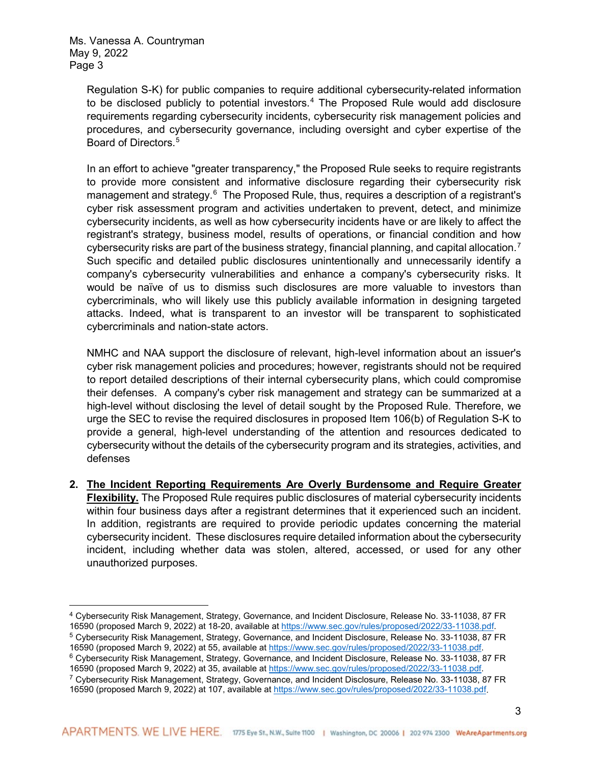Regulation S-K) for public companies to require additional cybersecurity-related information to be disclosed publicly to potential investors.[4] The Proposed Rule would add disclosure requirements regarding cybersecurity incidents, cybersecurity risk management policies and procedures, and cybersecurity governance, including oversight and cyber expertise of the Board of Directors.[5]

In an effort to achieve "greater transparency," the Proposed Rule seeks to require registrants to provide more consistent and informative disclosure regarding their cybersecurity risk management and strategy.[6] The Proposed Rule, thus, requires a description of a registrant's cyber risk assessment program and activities undertaken to prevent, detect, and minimize cybersecurity incidents, as well as how cybersecurity incidents have or are likely to affect the registrant's strategy, business model, results of operations, or financial condition and how cybersecurity risks are part of the business strategy, financial planning, and capital allocation.[7] Such specific and detailed public disclosures unintentionally and unnecessarily identify a company's cybersecurity vulnerabilities and enhance a company's cybersecurity risks. It would be naïve of us to dismiss such disclosures are more valuable to investors than cybercriminals, who will likely use this publicly available information in designing targeted attacks. Indeed, what is transparent to an investor will be transparent to sophisticated cybercriminals and nation-state actors.

NMHC and NAA support the disclosure of relevant, high-level information about an issuer's cyber risk management policies and procedures; however, registrants should not be required to report detailed descriptions of their internal cybersecurity plans, which could compromise their defenses. A company's cyber risk management and strategy can be summarized at a high-level without disclosing the level of detail sought by the Proposed Rule. Therefore, we urge the SEC to revise the required disclosures in proposed Item 106(b) of Regulation S-K to provide a general, high-level understanding of the attention and resources dedicated to cybersecurity without the details of the cybersecurity program and its strategies, activities, and defenses

2. **The Incident Reporting Requirements Are Overly Burdensome and Require Greater Flexibility.** The Proposed Rule requires public disclosures of material cybersecurity incidents within four business days after a registrant determines that it experienced such an incident. In addition, registrants are required to provide periodic updates concerning the material cybersecurity incident. These disclosures require detailed information about the cybersecurity incident, including whether data was stolen, altered, accessed, or used for any other unauthorized purposes.

---

[4] Cybersecurity Risk Management, Strategy, Governance, and Incident Disclosure, Release No. 33-11038, 87 FR 16590 (proposed March 9, 2022) at 18-20, available at https://www.sec.gov/rules/proposed/2022/33-11038.pdf.

[5] Cybersecurity Risk Management, Strategy, Governance, and Incident Disclosure, Release No. 33-11038, 87 FR 16590 (proposed March 9, 2022) at 55, available at https://www.sec.gov/rules/proposed/2022/33-11038.pdf.

[6] Cybersecurity Risk Management, Strategy, Governance, and Incident Disclosure, Release No. 33-11038, 87 FR 16590 (proposed March 9, 2022) at 35, available at https://www.sec.gov/rules/proposed/2022/33-11038.pdf.

[7] Cybersecurity Risk Management, Strategy, Governance, and Incident Disclosure, Release No. 33-11038, 87 FR 16590 (proposed March 9, 2022) at 107, available at https://www.sec.gov/rules/proposed/2022/33-11038.pdf.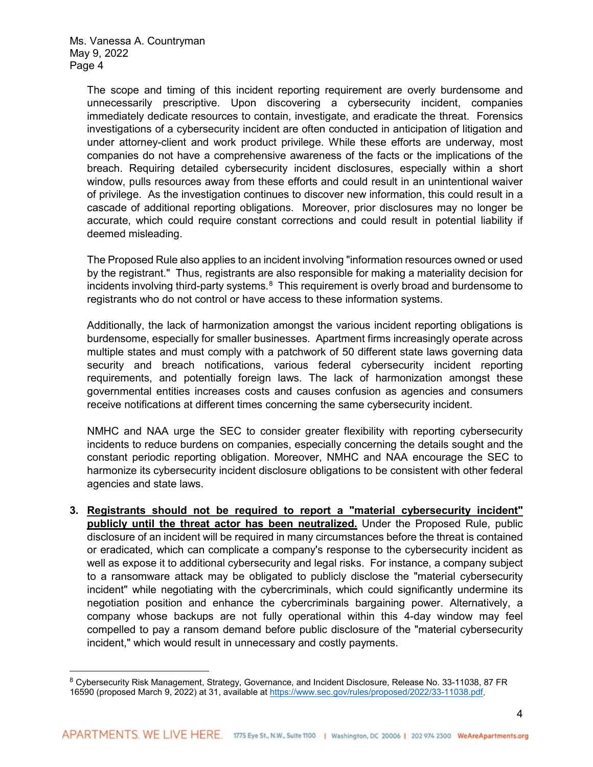The scope and timing of this incident reporting requirement are overly burdensome and unnecessarily prescriptive. Upon discovering a cybersecurity incident, companies immediately dedicate resources to contain, investigate, and eradicate the threat. Forensics investigations of a cybersecurity incident are often conducted in anticipation of litigation and under attorney-client and work product privilege. While these efforts are underway, most companies do not have a comprehensive awareness of the facts or the implications of the breach. Requiring detailed cybersecurity incident disclosures, especially within a short window, pulls resources away from these efforts and could result in an unintentional waiver of privilege. As the investigation continues to discover new information, this could result in a cascade of additional reporting obligations. Moreover, prior disclosures may no longer be accurate, which could require constant corrections and could result in potential liability if deemed misleading.

The Proposed Rule also applies to an incident involving "information resources owned or used by the registrant." Thus, registrants are also responsible for making a materiality decision for incidents involving third-party systems.[8] This requirement is overly broad and burdensome to registrants who do not control or have access to these information systems.

Additionally, the lack of harmonization amongst the various incident reporting obligations is burdensome, especially for smaller businesses. Apartment firms increasingly operate across multiple states and must comply with a patchwork of 50 different state laws governing data security and breach notifications, various federal cybersecurity incident reporting requirements, and potentially foreign laws. The lack of harmonization amongst these governmental entities increases costs and causes confusion as agencies and consumers receive notifications at different times concerning the same cybersecurity incident.

NMHC and NAA urge the SEC to consider greater flexibility with reporting cybersecurity incidents to reduce burdens on companies, especially concerning the details sought and the constant periodic reporting obligation. Moreover, NMHC and NAA encourage the SEC to harmonize its cybersecurity incident disclosure obligations to be consistent with other federal agencies and state laws.

3. **<u>Registrants should not be required to report a "material cybersecurity incident" publicly until the threat actor has been neutralized.</u>** Under the Proposed Rule, public disclosure of an incident will be required in many circumstances before the threat is contained or eradicated, which can complicate a company's response to the cybersecurity incident as well as expose it to additional cybersecurity and legal risks. For instance, a company subject to a ransomware attack may be obligated to publicly disclose the "material cybersecurity incident" while negotiating with the cybercriminals, which could significantly undermine its negotiation position and enhance the cybercriminals bargaining power. Alternatively, a company whose backups are not fully operational within this 4-day window may feel compelled to pay a ransom demand before public disclosure of the "material cybersecurity incident," which would result in unnecessary and costly payments.

---

[8] Cybersecurity Risk Management, Strategy, Governance, and Incident Disclosure, Release No. 33-11038, 87 FR 16590 (proposed March 9, 2022) at 31, available at https://www.sec.gov/rules/proposed/2022/33-11038.pdf.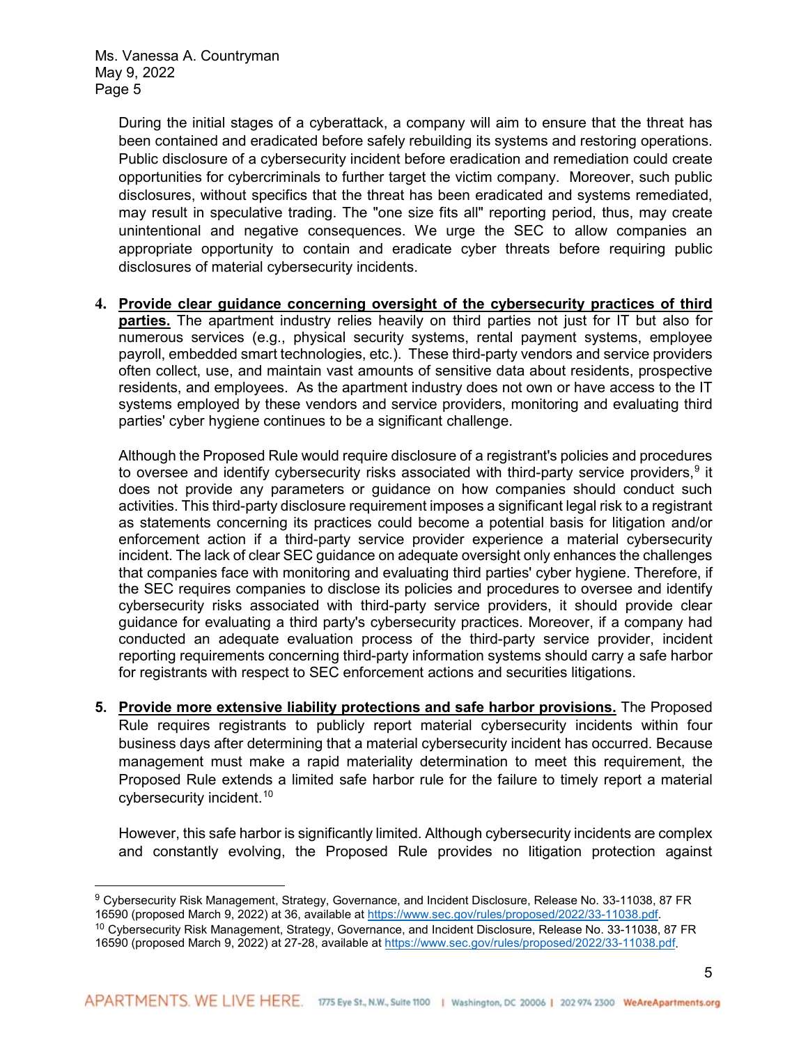During the initial stages of a cyberattack, a company will aim to ensure that the threat has been contained and eradicated before safely rebuilding its systems and restoring operations. Public disclosure of a cybersecurity incident before eradication and remediation could create opportunities for cybercriminals to further target the victim company. Moreover, such public disclosures, without specifics that the threat has been eradicated and systems remediated, may result in speculative trading. The "one size fits all" reporting period, thus, may create unintentional and negative consequences. We urge the SEC to allow companies an appropriate opportunity to contain and eradicate cyber threats before requiring public disclosures of material cybersecurity incidents.

4. **Provide clear guidance concerning oversight of the cybersecurity practices of third parties.** The apartment industry relies heavily on third parties not just for IT but also for numerous services (e.g., physical security systems, rental payment systems, employee payroll, embedded smart technologies, etc.). These third-party vendors and service providers often collect, use, and maintain vast amounts of sensitive data about residents, prospective residents, and employees. As the apartment industry does not own or have access to the IT systems employed by these vendors and service providers, monitoring and evaluating third parties' cyber hygiene continues to be a significant challenge.

   Although the Proposed Rule would require disclosure of a registrant's policies and procedures to oversee and identify cybersecurity risks associated with third-party service providers,[9] it does not provide any parameters or guidance on how companies should conduct such activities. This third-party disclosure requirement imposes a significant legal risk to a registrant as statements concerning its practices could become a potential basis for litigation and/or enforcement action if a third-party service provider experience a material cybersecurity incident. The lack of clear SEC guidance on adequate oversight only enhances the challenges that companies face with monitoring and evaluating third parties' cyber hygiene. Therefore, if the SEC requires companies to disclose its policies and procedures to oversee and identify cybersecurity risks associated with third-party service providers, it should provide clear guidance for evaluating a third party's cybersecurity practices. Moreover, if a company had conducted an adequate evaluation process of the third-party service provider, incident reporting requirements concerning third-party information systems should carry a safe harbor for registrants with respect to SEC enforcement actions and securities litigations.

5. **Provide more extensive liability protections and safe harbor provisions.** The Proposed Rule requires registrants to publicly report material cybersecurity incidents within four business days after determining that a material cybersecurity incident has occurred. Because management must make a rapid materiality determination to meet this requirement, the Proposed Rule extends a limited safe harbor rule for the failure to timely report a material cybersecurity incident.[10]

   However, this safe harbor is significantly limited. Although cybersecurity incidents are complex and constantly evolving, the Proposed Rule provides no litigation protection against

---

[9] Cybersecurity Risk Management, Strategy, Governance, and Incident Disclosure, Release No. 33-11038, 87 FR 16590 (proposed March 9, 2022) at 36, available at https://www.sec.gov/rules/proposed/2022/33-11038.pdf.

[10] Cybersecurity Risk Management, Strategy, Governance, and Incident Disclosure, Release No. 33-11038, 87 FR 16590 (proposed March 9, 2022) at 27-28, available at https://www.sec.gov/rules/proposed/2022/33-11038.pdf.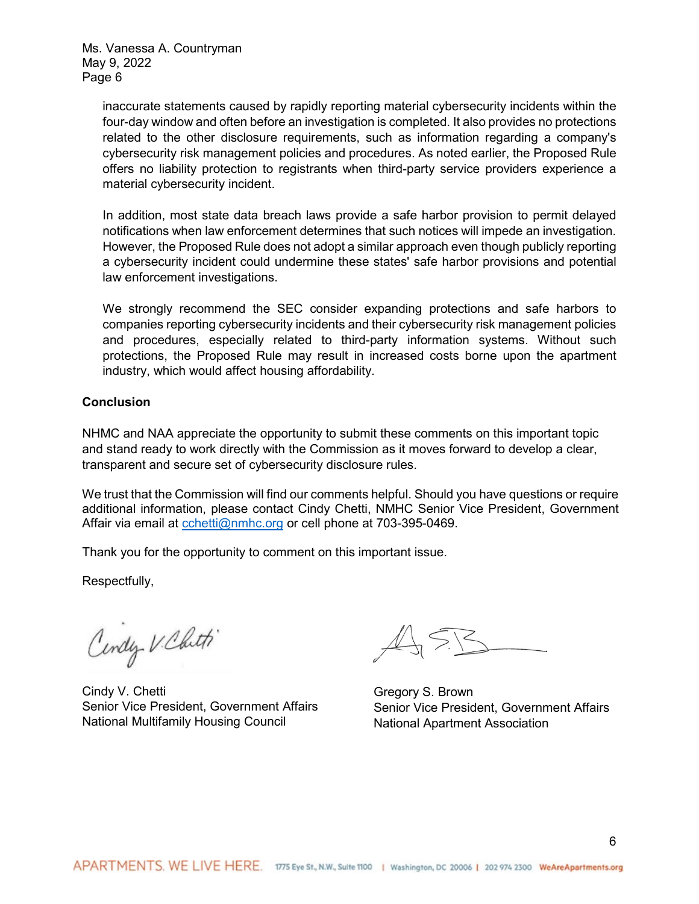inaccurate statements caused by rapidly reporting material cybersecurity incidents within the four-day window and often before an investigation is completed. It also provides no protections related to the other disclosure requirements, such as information regarding a company's cybersecurity risk management policies and procedures. As noted earlier, the Proposed Rule offers no liability protection to registrants when third-party service providers experience a material cybersecurity incident.

In addition, most state data breach laws provide a safe harbor provision to permit delayed notifications when law enforcement determines that such notices will impede an investigation. However, the Proposed Rule does not adopt a similar approach even though publicly reporting a cybersecurity incident could undermine these states' safe harbor provisions and potential law enforcement investigations.

We strongly recommend the SEC consider expanding protections and safe harbors to companies reporting cybersecurity incidents and their cybersecurity risk management policies and procedures, especially related to third-party information systems. Without such protections, the Proposed Rule may result in increased costs borne upon the apartment industry, which would affect housing affordability.

**Conclusion**

NHMC and NAA appreciate the opportunity to submit these comments on this important topic and stand ready to work directly with the Commission as it moves forward to develop a clear, transparent and secure set of cybersecurity disclosure rules.

We trust that the Commission will find our comments helpful. Should you have questions or require additional information, please contact Cindy Chetti, NMHC Senior Vice President, Government Affair via email at cchetti@nmhc.org or cell phone at 703-395-0469.

Thank you for the opportunity to comment on this important issue.

Respectfully,

Cindy V. Chetti
Senior Vice President, Government Affairs
National Multifamily Housing Council

Gregory S. Brown
Senior Vice President, Government Affairs
National Apartment Association